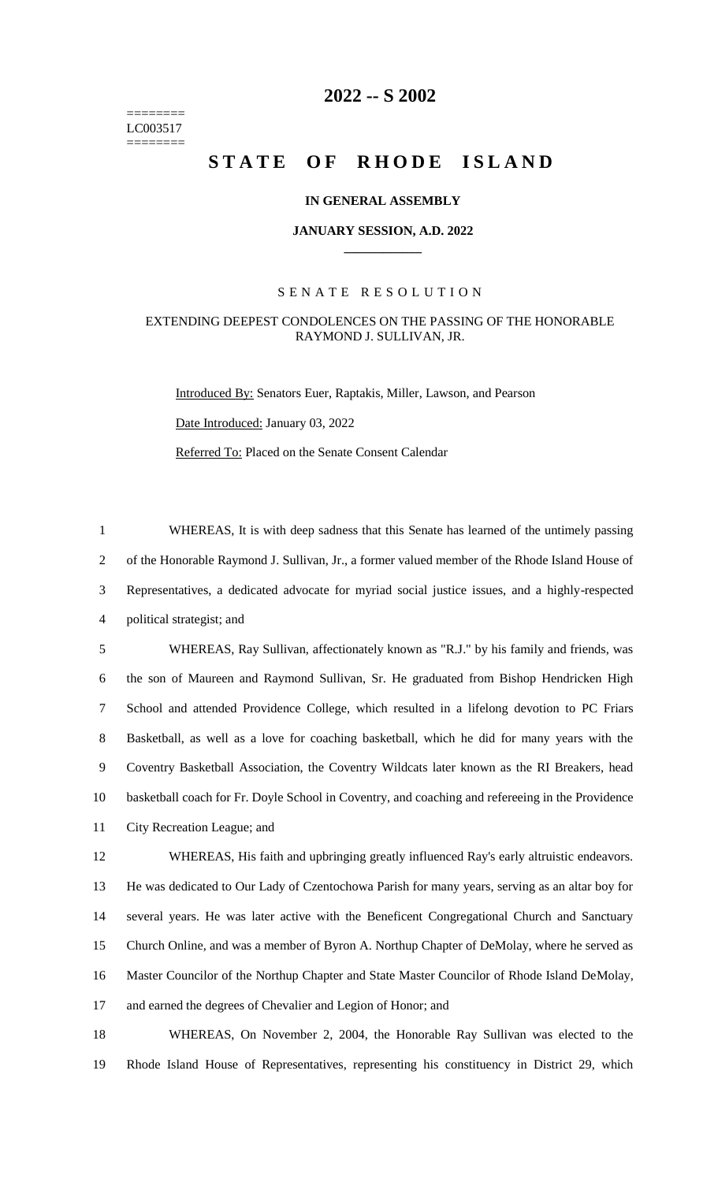# 2022 -- S 2002

LC003517

# STATE OF RHODE ISLAND

### IN GENERAL ASSEMBLY

### JANUARY SESSION, A.D. 2022

## SENATE RESOLUTION

### EXTENDING DEEPEST CONDOLENCES ON THE PASSING OF THE HONORABLE RAYMOND J. SULLIVAN, JR.

Introduced By: Senators Euer, Raptakis, Miller, Lawson, and Pearson

Date Introduced: January 03, 2022

Referred To: Placed on the Senate Consent Calendar

WHEREAS, It is with deep sadness that this Senate has learned of the untimely passing of the Honorable Raymond J. Sullivan, Jr., a former valued member of the Rhode Island House of Representatives, a dedicated advocate for myriad social justice issues, and a highly-respected political strategist; and

WHEREAS, Ray Sullivan, affectionately known as "R.J." by his family and friends, was the son of Maureen and Raymond Sullivan, Sr. He graduated from Bishop Hendricken High School and attended Providence College, which resulted in a lifelong devotion to PC Friars Basketball, as well as a love for coaching basketball, which he did for many years with the Coventry Basketball Association, the Coventry Wildcats later known as the RI Breakers, head basketball coach for Fr. Doyle School in Coventry, and coaching and refereeing in the Providence City Recreation League; and

WHEREAS, His faith and upbringing greatly influenced Ray's early altruistic endeavors. He was dedicated to Our Lady of Czentochowa Parish for many years, serving as an altar boy for several years. He was later active with the Beneficent Congregational Church and Sanctuary Church Online, and was a member of Byron A. Northup Chapter of DeMolay, where he served as Master Councilor of the Northup Chapter and State Master Councilor of Rhode Island DeMolay, and earned the degrees of Chevalier and Legion of Honor; and

WHEREAS, On November 2, 2004, the Honorable Ray Sullivan was elected to the Rhode Island House of Representatives, representing his constituency in District 29, which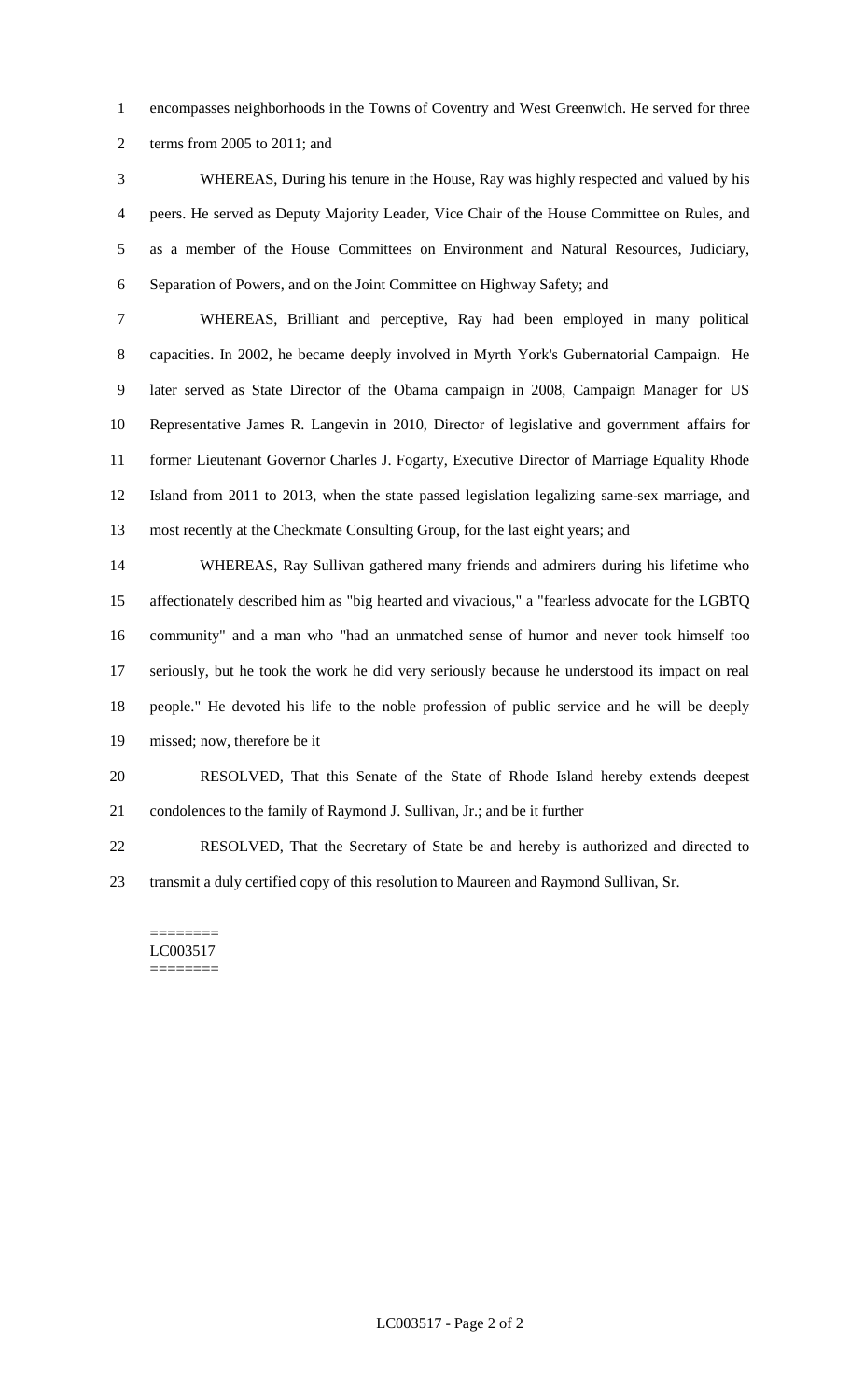encompasses neighborhoods in the Towns of Coventry and West Greenwich. He served for three terms from 2005 to 2011; and

WHEREAS, During his tenure in the House, Ray was highly respected and valued by his peers. He served as Deputy Majority Leader, Vice Chair of the House Committee on Rules, and as a member of the House Committees on Environment and Natural Resources, Judiciary, Separation of Powers, and on the Joint Committee on Highway Safety; and

WHEREAS, Brilliant and perceptive, Ray had been employed in many political capacities. In 2002, he became deeply involved in Myrth York's Gubernatorial Campaign. He later served as State Director of the Obama campaign in 2008, Campaign Manager for US Representative James R. Langevin in 2010, Director of legislative and government affairs for former Lieutenant Governor Charles J. Fogarty, Executive Director of Marriage Equality Rhode Island from 2011 to 2013, when the state passed legislation legalizing same-sex marriage, and most recently at the Checkmate Consulting Group, for the last eight years; and

WHEREAS, Ray Sullivan gathered many friends and admirers during his lifetime who affectionately described him as "big hearted and vivacious," a "fearless advocate for the LGBTQ community" and a man who "had an unmatched sense of humor and never took himself too seriously, but he took the work he did very seriously because he understood its impact on real people." He devoted his life to the noble profession of public service and he will be deeply missed; now, therefore be it

RESOLVED, That this Senate of the State of Rhode Island hereby extends deepest condolences to the family of Raymond J. Sullivan, Jr.; and be it further

RESOLVED, That the Secretary of State be and hereby is authorized and directed to transmit a duly certified copy of this resolution to Maureen and Raymond Sullivan, Sr.

========
LC003517
========